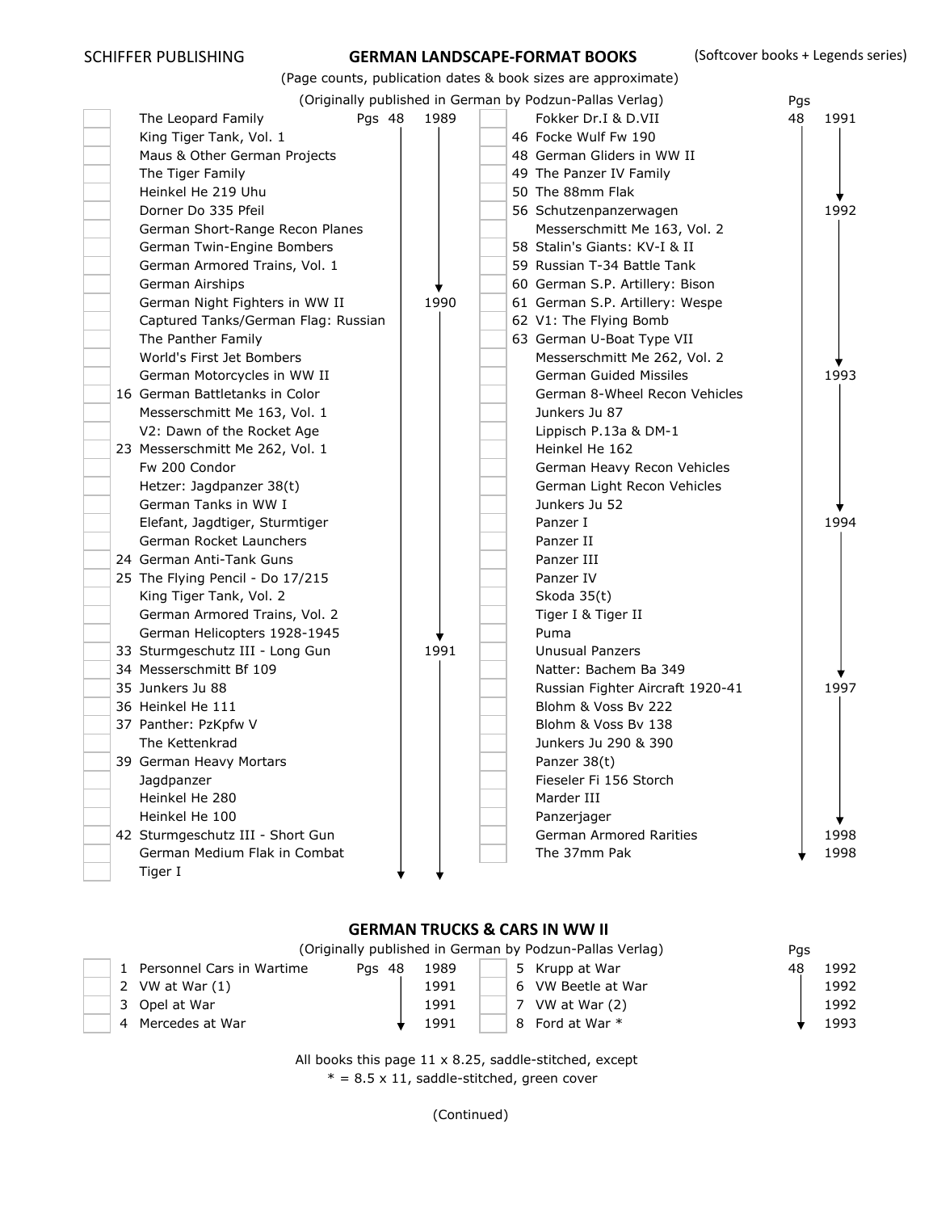SCHIFFER PUBLISHING

# GERMAN LANDSCAPE-FORMAT BOOKS

(Softcover books + Legends series)

(Page counts, publication dates & book sizes are approximate)

(Originally published in German by Podzun-Pallas Verlag)

| | No. | Title | Pgs | Year |
|---|---|---|---|---|
| ☐ | | The Leopard Family | 48 | 1989 |
| ☐ | | King Tiger Tank, Vol. 1 | ↓ | ↓ |
| ☐ | | Maus & Other German Projects | ↓ | ↓ |
| ☐ | | The Tiger Family | ↓ | ↓ |
| ☐ | | Heinkel He 219 Uhu | ↓ | ↓ |
| ☐ | | Dorner Do 335 Pfeil | ↓ | ↓ |
| ☐ | | German Short-Range Recon Planes | ↓ | ↓ |
| ☐ | | German Twin-Engine Bombers | ↓ | ↓ |
| ☐ | | German Armored Trains, Vol. 1 | ↓ | ↓ |
| ☐ | | German Airships | ↓ | ↓ |
| ☐ | | German Night Fighters in WW II | ↓ | 1990 |
| ☐ | | Captured Tanks/German Flag: Russian | ↓ | ↓ |
| ☐ | | The Panther Family | ↓ | ↓ |
| ☐ | | World's First Jet Bombers | ↓ | ↓ |
| ☐ | | German Motorcycles in WW II | ↓ | ↓ |
| ☐ | 16 | German Battletanks in Color | ↓ | ↓ |
| ☐ | | Messerschmitt Me 163, Vol. 1 | ↓ | ↓ |
| ☐ | | V2: Dawn of the Rocket Age | ↓ | ↓ |
| ☐ | 23 | Messerschmitt Me 262, Vol. 1 | ↓ | ↓ |
| ☐ | | Fw 200 Condor | ↓ | ↓ |
| ☐ | | Hetzer: Jagdpanzer 38(t) | ↓ | ↓ |
| ☐ | | German Tanks in WW I | ↓ | ↓ |
| ☐ | | Elefant, Jagdtiger, Sturmtiger | ↓ | ↓ |
| ☐ | | German Rocket Launchers | ↓ | ↓ |
| ☐ | 24 | German Anti-Tank Guns | ↓ | ↓ |
| ☐ | 25 | The Flying Pencil - Do 17/215 | ↓ | ↓ |
| ☐ | | King Tiger Tank, Vol. 2 | ↓ | ↓ |
| ☐ | | German Armored Trains, Vol. 2 | ↓ | ↓ |
| ☐ | | German Helicopters 1928-1945 | ↓ | ↓ |
| ☐ | 33 | Sturmgeschutz III - Long Gun | ↓ | 1991 |
| ☐ | 34 | Messerschmitt Bf 109 | ↓ | ↓ |
| ☐ | 35 | Junkers Ju 88 | ↓ | ↓ |
| ☐ | 36 | Heinkel He 111 | ↓ | ↓ |
| ☐ | 37 | Panther: PzKpfw V | ↓ | ↓ |
| ☐ | | The Kettenkrad | ↓ | ↓ |
| ☐ | 39 | German Heavy Mortars | ↓ | ↓ |
| ☐ | | Jagdpanzer | ↓ | ↓ |
| ☐ | | Heinkel He 280 | ↓ | ↓ |
| ☐ | | Heinkel He 100 | ↓ | ↓ |
| ☐ | 42 | Sturmgeschutz III - Short Gun | ↓ | ↓ |
| ☐ | | German Medium Flak in Combat | ↓ | ↓ |
| ☐ | | Tiger I | ↓ | ↓ |
| ☐ | | Fokker Dr.I & D.VII | 48 | 1991 |
| ☐ | 46 | Focke Wulf Fw 190 | ↓ | ↓ |
| ☐ | 48 | German Gliders in WW II | ↓ | ↓ |
| ☐ | 49 | The Panzer IV Family | ↓ | ↓ |
| ☐ | 50 | The 88mm Flak | ↓ | ↓ |
| ☐ | 56 | Schutzenpanzerwagen | ↓ | 1992 |
| ☐ | | Messerschmitt Me 163, Vol. 2 | ↓ | ↓ |
| ☐ | 58 | Stalin's Giants: KV-I & II | ↓ | ↓ |
| ☐ | 59 | Russian T-34 Battle Tank | ↓ | ↓ |
| ☐ | 60 | German S.P. Artillery: Bison | ↓ | ↓ |
| ☐ | 61 | German S.P. Artillery: Wespe | ↓ | ↓ |
| ☐ | 62 | V1: The Flying Bomb | ↓ | ↓ |
| ☐ | 63 | German U-Boat Type VII | ↓ | ↓ |
| ☐ | | Messerschmitt Me 262, Vol. 2 | ↓ | ↓ |
| ☐ | | German Guided Missiles | ↓ | 1993 |
| ☐ | | German 8-Wheel Recon Vehicles | ↓ | ↓ |
| ☐ | | Junkers Ju 87 | ↓ | ↓ |
| ☐ | | Lippisch P.13a & DM-1 | ↓ | ↓ |
| ☐ | | Heinkel He 162 | ↓ | ↓ |
| ☐ | | German Heavy Recon Vehicles | ↓ | ↓ |
| ☐ | | German Light Recon Vehicles | ↓ | ↓ |
| ☐ | | Junkers Ju 52 | ↓ | ↓ |
| ☐ | | Panzer I | ↓ | 1994 |
| ☐ | | Panzer II | ↓ | ↓ |
| ☐ | | Panzer III | ↓ | ↓ |
| ☐ | | Panzer IV | ↓ | ↓ |
| ☐ | | Skoda 35(t) | ↓ | ↓ |
| ☐ | | Tiger I & Tiger II | ↓ | ↓ |
| ☐ | | Puma | ↓ | ↓ |
| ☐ | | Unusual Panzers | ↓ | ↓ |
| ☐ | | Natter: Bachem Ba 349 | ↓ | ↓ |
| ☐ | | Russian Fighter Aircraft 1920-41 | ↓ | 1997 |
| ☐ | | Blohm & Voss Bv 222 | ↓ | ↓ |
| ☐ | | Blohm & Voss Bv 138 | ↓ | ↓ |
| ☐ | | Junkers Ju 290 & 390 | ↓ | ↓ |
| ☐ | | Panzer 38(t) | ↓ | ↓ |
| ☐ | | Fieseler Fi 156 Storch | ↓ | ↓ |
| ☐ | | Marder III | ↓ | ↓ |
| ☐ | | Panzerjager | ↓ | ↓ |
| ☐ | | German Armored Rarities | ↓ | 1998 |
| ☐ | | The 37mm Pak | ↓ | 1998 |

## GERMAN TRUCKS & CARS IN WW II

(Originally published in German by Podzun-Pallas Verlag)

| | No. | Title | Pgs | Year |
|---|---|---|---|---|
| ☐ | 1 | Personnel Cars in Wartime | 48 | 1989 |
| ☐ | 2 | VW at War (1) | ↓ | 1991 |
| ☐ | 3 | Opel at War | ↓ | 1991 |
| ☐ | 4 | Mercedes at War | ↓ | 1991 |
| ☐ | 5 | Krupp at War | 48 | 1992 |
| ☐ | 6 | VW Beetle at War | ↓ | 1992 |
| ☐ | 7 | VW at War (2) | ↓ | 1992 |
| ☐ | 8 | Ford at War * | ↓ | 1993 |

All books this page 11 x 8.25, saddle-stitched, except
* = 8.5 x 11, saddle-stitched, green cover

(Continued)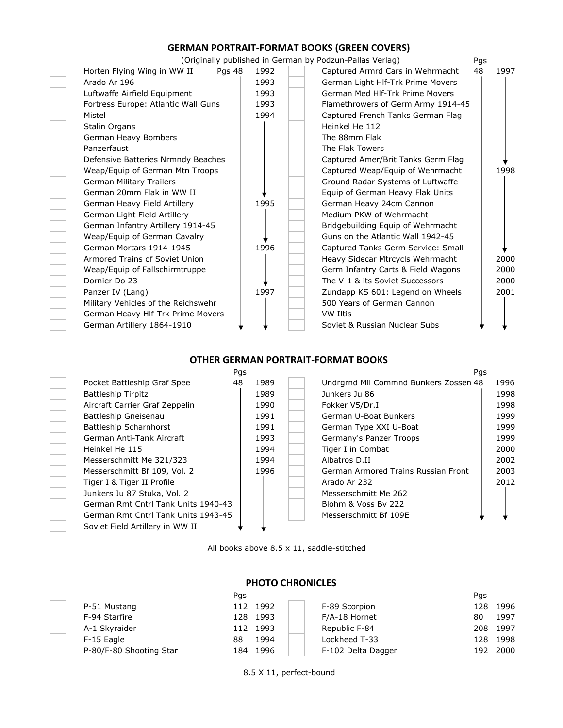## GERMAN PORTRAIT-FORMAT BOOKS (GREEN COVERS)

(Originally published in German by Podzun-Pallas Verlag)

| | Title | Pgs | Year | | Title | Pgs | Year |
|---|---|---|---|---|---|---|---|
| | Horten Flying Wing in WW II | 48 | 1992 | | Captured Armrd Cars in Wehrmacht | 48 | 1997 |
| | Arado Ar 196 | | 1993 | | German Light Hlf-Trk Prime Movers | | |
| | Luftwaffe Airfield Equipment | | 1993 | | German Med Hlf-Trk Prime Movers | | |
| | Fortress Europe: Atlantic Wall Guns | | 1993 | | Flamethrowers of Germ Army 1914-45 | | |
| | Mistel | | 1994 | | Captured French Tanks German Flag | | |
| | Stalin Organs | | | | Heinkel He 112 | | |
| | German Heavy Bombers | | | | The 88mm Flak | | |
| | Panzerfaust | | | | The Flak Towers | | |
| | Defensive Batteries Nrmndy Beaches | | | | Captured Amer/Brit Tanks Germ Flag | | |
| | Weap/Equip of German Mtn Troops | | | | Captured Weap/Equip of Wehrmacht | | 1998 |
| | German Military Trailers | | | | Ground Radar Systems of Luftwaffe | | |
| | German 20mm Flak in WW II | | | | Equip of German Heavy Flak Units | | |
| | German Heavy Field Artillery | | 1995 | | German Heavy 24cm Cannon | | |
| | German Light Field Artillery | | | | Medium PKW of Wehrmacht | | |
| | German Infantry Artillery 1914-45 | | | | Bridgebuilding Equip of Wehrmacht | | |
| | Weap/Equip of German Cavalry | | | | Guns on the Atlantic Wall 1942-45 | | |
| | German Mortars 1914-1945 | | 1996 | | Captured Tanks Germ Service: Small | | |
| | Armored Trains of Soviet Union | | | | Heavy Sidecar Mtrcycls Wehrmacht | | 2000 |
| | Weap/Equip of Fallschirmtruppe | | | | Germ Infantry Carts & Field Wagons | | 2000 |
| | Dornier Do 23 | | | | The V-1 & its Soviet Successors | | 2000 |
| | Panzer IV (Lang) | | 1997 | | Zundapp KS 601: Legend on Wheels | | 2001 |
| | Military Vehicles of the Reichswehr | | | | 500 Years of German Cannon | | |
| | German Heavy Hlf-Trk Prime Movers | | | | VW Iltis | | |
| | German Artillery 1864-1910 | | | | Soviet & Russian Nuclear Subs | | |

## OTHER GERMAN PORTRAIT-FORMAT BOOKS

| | Title | Pgs | Year | | Title | Pgs | Year |
|---|---|---|---|---|---|---|---|
| | Pocket Battleship Graf Spee | 48 | 1989 | | Undrgrnd Mil Commnd Bunkers Zossen | 48 | 1996 |
| | Battleship Tirpitz | | 1989 | | Junkers Ju 86 | | 1998 |
| | Aircraft Carrier Graf Zeppelin | | 1990 | | Fokker V5/Dr.I | | 1998 |
| | Battleship Gneisenau | | 1991 | | German U-Boat Bunkers | | 1999 |
| | Battleship Scharnhorst | | 1991 | | German Type XXI U-Boat | | 1999 |
| | German Anti-Tank Aircraft | | 1993 | | Germany's Panzer Troops | | 1999 |
| | Heinkel He 115 | | 1994 | | Tiger I in Combat | | 2000 |
| | Messerschmitt Me 321/323 | | 1994 | | Albatros D.II | | 2002 |
| | Messerschmitt Bf 109, Vol. 2 | | 1996 | | German Armored Trains Russian Front | | 2003 |
| | Tiger I & Tiger II Profile | | | | Arado Ar 232 | | 2012 |
| | Junkers Ju 87 Stuka, Vol. 2 | | | | Messerschmitt Me 262 | | |
| | German Rmt Cntrl Tank Units 1940-43 | | | | Blohm & Voss Bv 222 | | |
| | German Rmt Cntrl Tank Units 1943-45 | | | | Messerschmitt Bf 109E | | |
| | Soviet Field Artillery in WW II | | | | | | |

All books above 8.5 x 11, saddle-stitched

## PHOTO CHRONICLES

| | Title | Pgs | Year | | Title | Pgs | Year |
|---|---|---|---|---|---|---|---|
| | P-51 Mustang | 112 | 1992 | | F-89 Scorpion | 128 | 1996 |
| | F-94 Starfire | 128 | 1993 | | F/A-18 Hornet | 80 | 1997 |
| | A-1 Skyraider | 112 | 1993 | | Republic F-84 | 208 | 1997 |
| | F-15 Eagle | 88 | 1994 | | Lockheed T-33 | 128 | 1998 |
| | P-80/F-80 Shooting Star | 184 | 1996 | | F-102 Delta Dagger | 192 | 2000 |

8.5 X 11, perfect-bound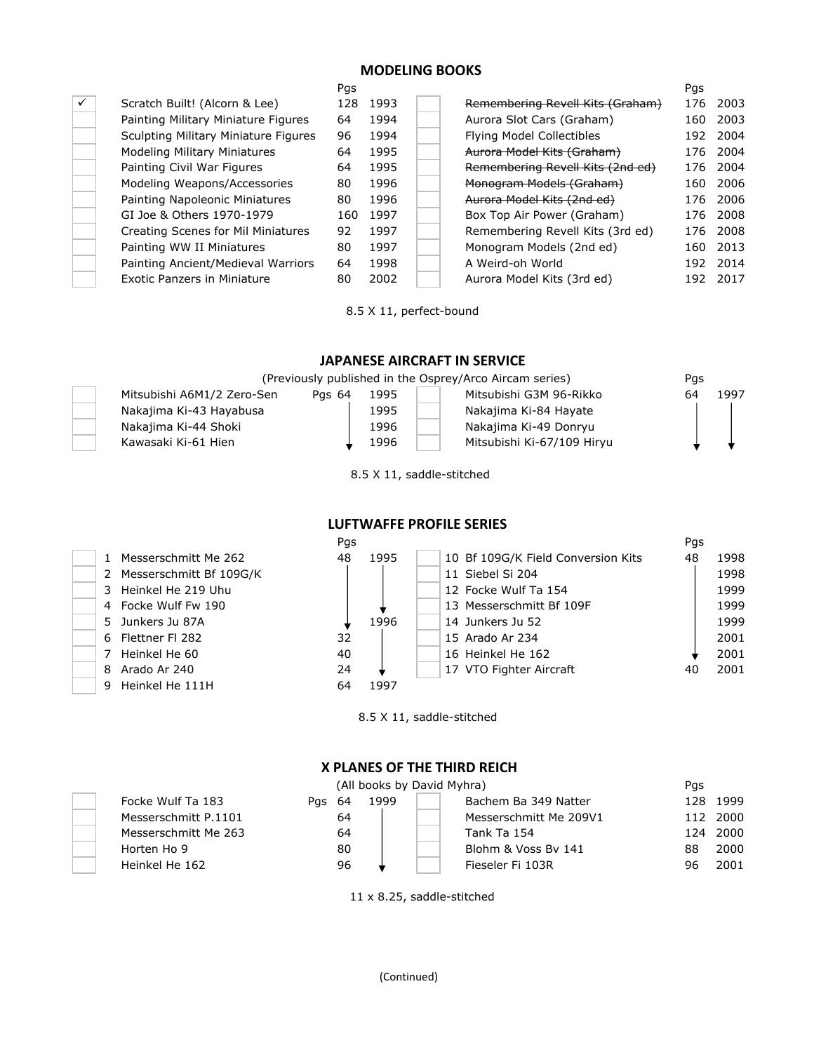## MODELING BOOKS

| | Title | Pgs | Year | | Title | Pgs | Year |
|---|---|---|---|---|---|---|---|
| ✓ | Scratch Built! (Alcorn & Lee) | 128 | 1993 | | ~~Remembering Revell Kits (Graham)~~ | 176 | 2003 |
| | Painting Military Miniature Figures | 64 | 1994 | | Aurora Slot Cars (Graham) | 160 | 2003 |
| | Sculpting Military Miniature Figures | 96 | 1994 | | Flying Model Collectibles | 192 | 2004 |
| | Modeling Military Miniatures | 64 | 1995 | | ~~Aurora Model Kits (Graham)~~ | 176 | 2004 |
| | Painting Civil War Figures | 64 | 1995 | | ~~Remembering Revell Kits (2nd ed)~~ | 176 | 2004 |
| | Modeling Weapons/Accessories | 80 | 1996 | | ~~Monogram Models (Graham)~~ | 160 | 2006 |
| | Painting Napoleonic Miniatures | 80 | 1996 | | ~~Aurora Model Kits (2nd ed)~~ | 176 | 2006 |
| | GI Joe & Others 1970-1979 | 160 | 1997 | | Box Top Air Power (Graham) | 176 | 2008 |
| | Creating Scenes for Mil Miniatures | 92 | 1997 | | Remembering Revell Kits (3rd ed) | 176 | 2008 |
| | Painting WW II Miniatures | 80 | 1997 | | Monogram Models (2nd ed) | 160 | 2013 |
| | Painting Ancient/Medieval Warriors | 64 | 1998 | | A Weird-oh World | 192 | 2014 |
| | Exotic Panzers in Miniature | 80 | 2002 | | Aurora Model Kits (3rd ed) | 192 | 2017 |

8.5 X 11, perfect-bound

## JAPANESE AIRCRAFT IN SERVICE

(Previously published in the Osprey/Arco Aircam series)

| | Title | Pgs | Year | | Title | Pgs | Year |
|---|---|---|---|---|---|---|---|
| | Mitsubishi A6M1/2 Zero-Sen | 64 | 1995 | | Mitsubishi G3M 96-Rikko | 64 | 1997 |
| | Nakajima Ki-43 Hayabusa | ↓ | 1995 | | Nakajima Ki-84 Hayate | ↓ | ↓ |
| | Nakajima Ki-44 Shoki | ↓ | 1996 | | Nakajima Ki-49 Donryu | ↓ | ↓ |
| | Kawasaki Ki-61 Hien | ↓ | 1996 | | Mitsubishi Ki-67/109 Hiryu | ↓ | ↓ |

8.5 X 11, saddle-stitched

## LUFTWAFFE PROFILE SERIES

| | Title | Pgs | Year | | Title | Pgs | Year |
|---|---|---|---|---|---|---|---|
| | 1 Messerschmitt Me 262 | 48 | 1995 | | 10 Bf 109G/K Field Conversion Kits | 48 | 1998 |
| | 2 Messerschmitt Bf 109G/K | ↓ | ↓ | | 11 Siebel Si 204 | ↓ | 1998 |
| | 3 Heinkel He 219 Uhu | ↓ | ↓ | | 12 Focke Wulf Ta 154 | ↓ | 1999 |
| | 4 Focke Wulf Fw 190 | ↓ | ↓ | | 13 Messerschmitt Bf 109F | ↓ | 1999 |
| | 5 Junkers Ju 87A | ↓ | 1996 | | 14 Junkers Ju 52 | ↓ | 1999 |
| | 6 Flettner Fl 282 | 32 | ↓ | | 15 Arado Ar 234 | ↓ | 2001 |
| | 7 Heinkel He 60 | 40 | ↓ | | 16 Heinkel He 162 | ↓ | 2001 |
| | 8 Arado Ar 240 | 24 | ↓ | | 17 VTO Fighter Aircraft | 40 | 2001 |
| | 9 Heinkel He 111H | 64 | 1997 | | | | |

8.5 X 11, saddle-stitched

## X PLANES OF THE THIRD REICH

(All books by David Myhra)

| | Title | Pgs | Year | | Title | Pgs | Year |
|---|---|---|---|---|---|---|---|
| | Focke Wulf Ta 183 | 64 | 1999 | | Bachem Ba 349 Natter | 128 | 1999 |
| | Messerschmitt P.1101 | 64 | ↓ | | Messerschmitt Me 209V1 | 112 | 2000 |
| | Messerschmitt Me 263 | 64 | ↓ | | Tank Ta 154 | 124 | 2000 |
| | Horten Ho 9 | 80 | ↓ | | Blohm & Voss Bv 141 | 88 | 2000 |
| | Heinkel He 162 | 96 | ↓ | | Fieseler Fi 103R | 96 | 2001 |

11 x 8.25, saddle-stitched

(Continued)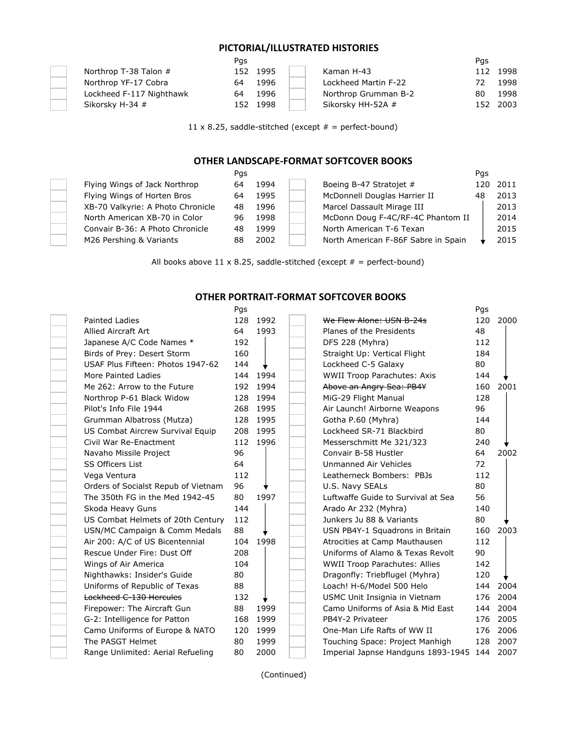## PICTORIAL/ILLUSTRATED HISTORIES

| Title | Pgs | Year | Title | Pgs | Year |
|---|---|---|---|---|---|
| Northrop T-38 Talon # | 152 | 1995 | Kaman H-43 | 112 | 1998 |
| Northrop YF-17 Cobra | 64 | 1996 | Lockheed Martin F-22 | 72 | 1998 |
| Lockheed F-117 Nighthawk | 64 | 1996 | Northrop Grumman B-2 | 80 | 1998 |
| Sikorsky H-34 # | 152 | 1998 | Sikorsky HH-52A # | 152 | 2003 |

11 x 8.25, saddle-stitched (except # = perfect-bound)

## OTHER LANDSCAPE-FORMAT SOFTCOVER BOOKS

| Title | Pgs | Year | Title | Pgs | Year |
|---|---|---|---|---|---|
| Flying Wings of Jack Northrop | 64 | 1994 | Boeing B-47 Stratojet # | 120 | 2011 |
| Flying Wings of Horten Bros | 64 | 1995 | McDonnell Douglas Harrier II | 48 | 2013 |
| XB-70 Valkyrie: A Photo Chronicle | 48 | 1996 | Marcel Dassault Mirage III | ↓ | 2013 |
| North American XB-70 in Color | 96 | 1998 | McDonn Doug F-4C/RF-4C Phantom II | ↓ | 2014 |
| Convair B-36: A Photo Chronicle | 48 | 1999 | North American T-6 Texan | ↓ | 2015 |
| M26 Pershing & Variants | 88 | 2002 | North American F-86F Sabre in Spain | ↓ | 2015 |

All books above 11 x 8.25, saddle-stitched (except # = perfect-bound)

## OTHER PORTRAIT-FORMAT SOFTCOVER BOOKS

| Title | Pgs | Year | Title | Pgs | Year |
|---|---|---|---|---|---|
| Painted Ladies | 128 | 1992 | ~~We Flew Alone: USN B-24s~~ | 120 | 2000 |
| Allied Aircraft Art | 64 | 1993 | Planes of the Presidents | 48 | ↓ |
| Japanese A/C Code Names * | 192 | ↓ | DFS 228 (Myhra) | 112 | ↓ |
| Birds of Prey: Desert Storm | 160 | ↓ | Straight Up: Vertical Flight | 184 | ↓ |
| USAF Plus Fifteen: Photos 1947-62 | 144 | ↓ | Lockheed C-5 Galaxy | 80 | ↓ |
| More Painted Ladies | 144 | 1994 | WWII Troop Parachutes: Axis | 144 | ↓ |
| Me 262: Arrow to the Future | 192 | 1994 | ~~Above an Angry Sea: PB4Y~~ | 160 | 2001 |
| Northrop P-61 Black Widow | 128 | 1994 | MiG-29 Flight Manual | 128 | ↓ |
| Pilot's Info File 1944 | 268 | 1995 | Air Launch! Airborne Weapons | 96 | ↓ |
| Grumman Albatross (Mutza) | 128 | 1995 | Gotha P.60 (Myhra) | 144 | ↓ |
| US Combat Aircrew Survival Equip | 208 | 1995 | Lockheed SR-71 Blackbird | 80 | ↓ |
| Civil War Re-Enactment | 112 | 1996 | Messerschmitt Me 321/323 | 240 | ↓ |
| Navaho Missile Project | 96 | ↓ | Convair B-58 Hustler | 64 | 2002 |
| SS Officers List | 64 | ↓ | Unmanned Air Vehicles | 72 | ↓ |
| Vega Ventura | 112 | ↓ | Leatherneck Bombers: PBJs | 112 | ↓ |
| Orders of Socialst Repub of Vietnam | 96 | ↓ | U.S. Navy SEALs | 80 | ↓ |
| The 350th FG in the Med 1942-45 | 80 | 1997 | Luftwaffe Guide to Survival at Sea | 56 | ↓ |
| Skoda Heavy Guns | 144 | ↓ | Arado Ar 232 (Myhra) | 140 | ↓ |
| US Combat Helmets of 20th Century | 112 | ↓ | Junkers Ju 88 & Variants | 80 | ↓ |
| USN/MC Campaign & Comm Medals | 88 | ↓ | USN PB4Y-1 Squadrons in Britain | 160 | 2003 |
| Air 200: A/C of US Bicentennial | 104 | 1998 | Atrocities at Camp Mauthausen | 112 | ↓ |
| Rescue Under Fire: Dust Off | 208 | ↓ | Uniforms of Alamo & Texas Revolt | 90 | ↓ |
| Wings of Air America | 104 | ↓ | WWII Troop Parachutes: Allies | 142 | ↓ |
| Nighthawks: Insider's Guide | 80 | ↓ | Dragonfly: Triebflugel (Myhra) | 120 | ↓ |
| Uniforms of Republic of Texas | 88 | ↓ | Loach! H-6/Model 500 Helo | 144 | 2004 |
| ~~Lockheed C-130 Hercules~~ | 132 | ↓ | USMC Unit Insignia in Vietnam | 176 | 2004 |
| Firepower: The Aircraft Gun | 88 | 1999 | Camo Uniforms of Asia & Mid East | 144 | 2004 |
| G-2: Intelligence for Patton | 168 | 1999 | PB4Y-2 Privateer | 176 | 2005 |
| Camo Uniforms of Europe & NATO | 120 | 1999 | One-Man Life Rafts of WW II | 176 | 2006 |
| The PASGT Helmet | 80 | 1999 | Touching Space: Project Manhigh | 128 | 2007 |
| Range Unlimited: Aerial Refueling | 80 | 2000 | Imperial Japnse Handguns 1893-1945 | 144 | 2007 |

(Continued)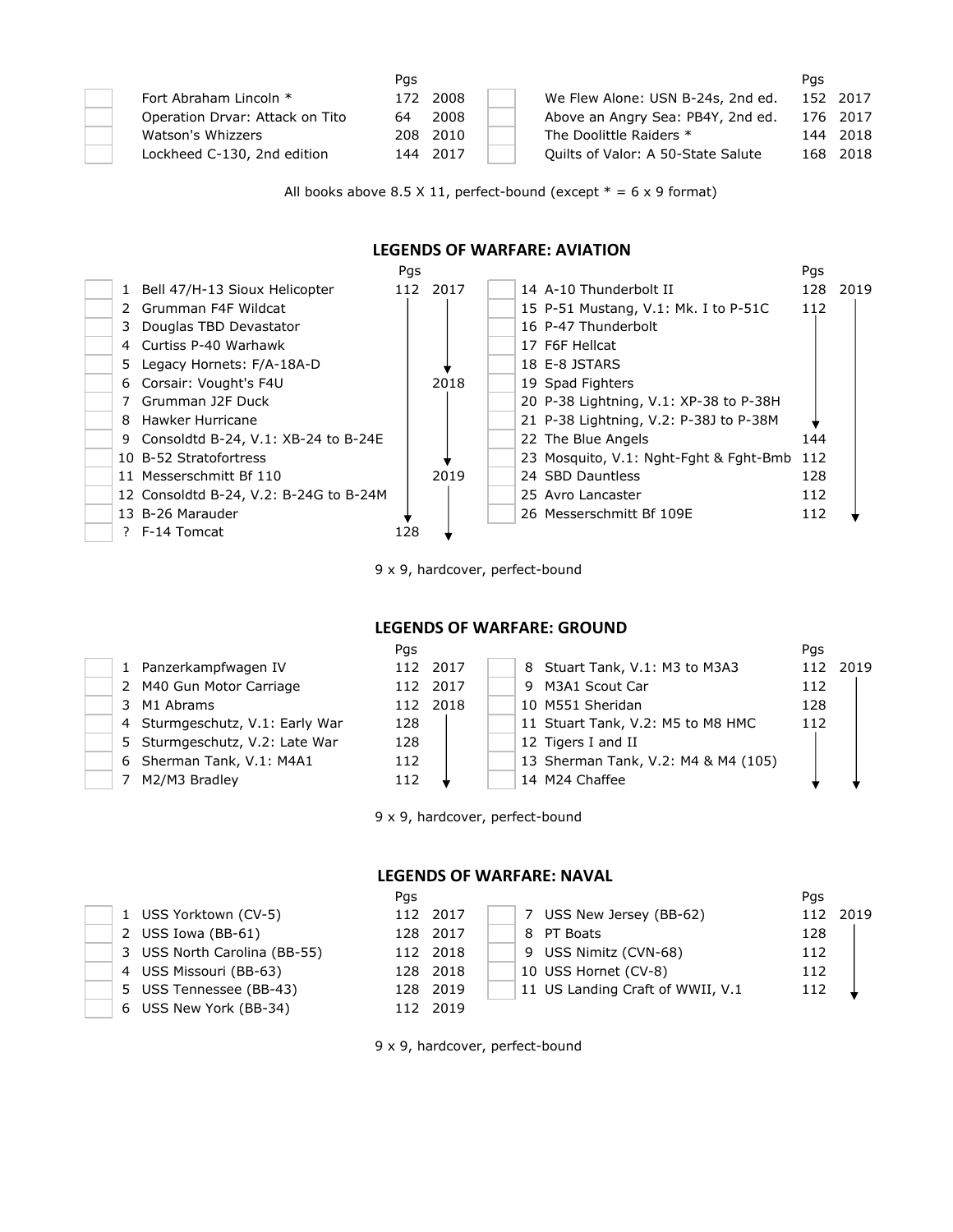| | Title | Pgs | Year | | Title | Pgs | Year |
|---|---|---|---|---|---|---|---|
| | Fort Abraham Lincoln * | 172 | 2008 | | We Flew Alone: USN B-24s, 2nd ed. | 152 | 2017 |
| | Operation Drvar: Attack on Tito | 64 | 2008 | | Above an Angry Sea: PB4Y, 2nd ed. | 176 | 2017 |
| | Watson's Whizzers | 208 | 2010 | | The Doolittle Raiders * | 144 | 2018 |
| | Lockheed C-130, 2nd edition | 144 | 2017 | | Quilts of Valor: A 50-State Salute | 168 | 2018 |

All books above 8.5 X 11, perfect-bound (except * = 6 x 9 format)

## LEGENDS OF WARFARE: AVIATION

| | # | Title | Pgs | Year | | # | Title | Pgs | Year |
|---|---|---|---|---|---|---|---|---|---|
| | 1 | Bell 47/H-13 Sioux Helicopter | 112 | 2017 | | 14 | A-10 Thunderbolt II | 128 | 2019 |
| | 2 | Grumman F4F Wildcat | ↓ | ↓ | | 15 | P-51 Mustang, V.1: Mk. I to P-51C | 112 | ↓ |
| | 3 | Douglas TBD Devastator | ↓ | ↓ | | 16 | P-47 Thunderbolt | ↓ | ↓ |
| | 4 | Curtiss P-40 Warhawk | ↓ | ↓ | | 17 | F6F Hellcat | ↓ | ↓ |
| | 5 | Legacy Hornets: F/A-18A-D | ↓ | ↓ | | 18 | E-8 JSTARS | ↓ | ↓ |
| | 6 | Corsair: Vought's F4U | ↓ | 2018 | | 19 | Spad Fighters | ↓ | ↓ |
| | 7 | Grumman J2F Duck | ↓ | ↓ | | 20 | P-38 Lightning, V.1: XP-38 to P-38H | ↓ | ↓ |
| | 8 | Hawker Hurricane | ↓ | ↓ | | 21 | P-38 Lightning, V.2: P-38J to P-38M | ↓ | ↓ |
| | 9 | Consoldtd B-24, V.1: XB-24 to B-24E | ↓ | ↓ | | 22 | The Blue Angels | 144 | ↓ |
| | 10 | B-52 Stratofortress | ↓ | ↓ | | 23 | Mosquito, V.1: Nght-Fght & Fght-Bmb | 112 | ↓ |
| | 11 | Messerschmitt Bf 110 | ↓ | 2019 | | 24 | SBD Dauntless | 128 | ↓ |
| | 12 | Consoldtd B-24, V.2: B-24G to B-24M | ↓ | ↓ | | 25 | Avro Lancaster | 112 | ↓ |
| | 13 | B-26 Marauder | ↓ | ↓ | | 26 | Messerschmitt Bf 109E | 112 | ↓ |
| | ? | F-14 Tomcat | 128 | ↓ | | | | | |

9 x 9, hardcover, perfect-bound

## LEGENDS OF WARFARE: GROUND

| | # | Title | Pgs | Year | | # | Title | Pgs | Year |
|---|---|---|---|---|---|---|---|---|---|
| | 1 | Panzerkampfwagen IV | 112 | 2017 | | 8 | Stuart Tank, V.1: M3 to M3A3 | 112 | 2019 |
| | 2 | M40 Gun Motor Carriage | 112 | 2017 | | 9 | M3A1 Scout Car | 112 | ↓ |
| | 3 | M1 Abrams | 112 | 2018 | | 10 | M551 Sheridan | 128 | ↓ |
| | 4 | Sturmgeschutz, V.1: Early War | 128 | ↓ | | 11 | Stuart Tank, V.2: M5 to M8 HMC | 112 | ↓ |
| | 5 | Sturmgeschutz, V.2: Late War | 128 | ↓ | | 12 | Tigers I and II | ↓ | ↓ |
| | 6 | Sherman Tank, V.1: M4A1 | 112 | ↓ | | 13 | Sherman Tank, V.2: M4 & M4 (105) | ↓ | ↓ |
| | 7 | M2/M3 Bradley | 112 | ↓ | | 14 | M24 Chaffee | ↓ | ↓ |

9 x 9, hardcover, perfect-bound

## LEGENDS OF WARFARE: NAVAL

| | # | Title | Pgs | Year | | # | Title | Pgs | Year |
|---|---|---|---|---|---|---|---|---|---|
| | 1 | USS Yorktown (CV-5) | 112 | 2017 | | 7 | USS New Jersey (BB-62) | 112 | 2019 |
| | 2 | USS Iowa (BB-61) | 128 | 2017 | | 8 | PT Boats | 128 | ↓ |
| | 3 | USS North Carolina (BB-55) | 112 | 2018 | | 9 | USS Nimitz (CVN-68) | 112 | ↓ |
| | 4 | USS Missouri (BB-63) | 128 | 2018 | | 10 | USS Hornet (CV-8) | 112 | ↓ |
| | 5 | USS Tennessee (BB-43) | 128 | 2019 | | 11 | US Landing Craft of WWII, V.1 | 112 | ↓ |
| | 6 | USS New York (BB-34) | 112 | 2019 | | | | | |

9 x 9, hardcover, perfect-bound